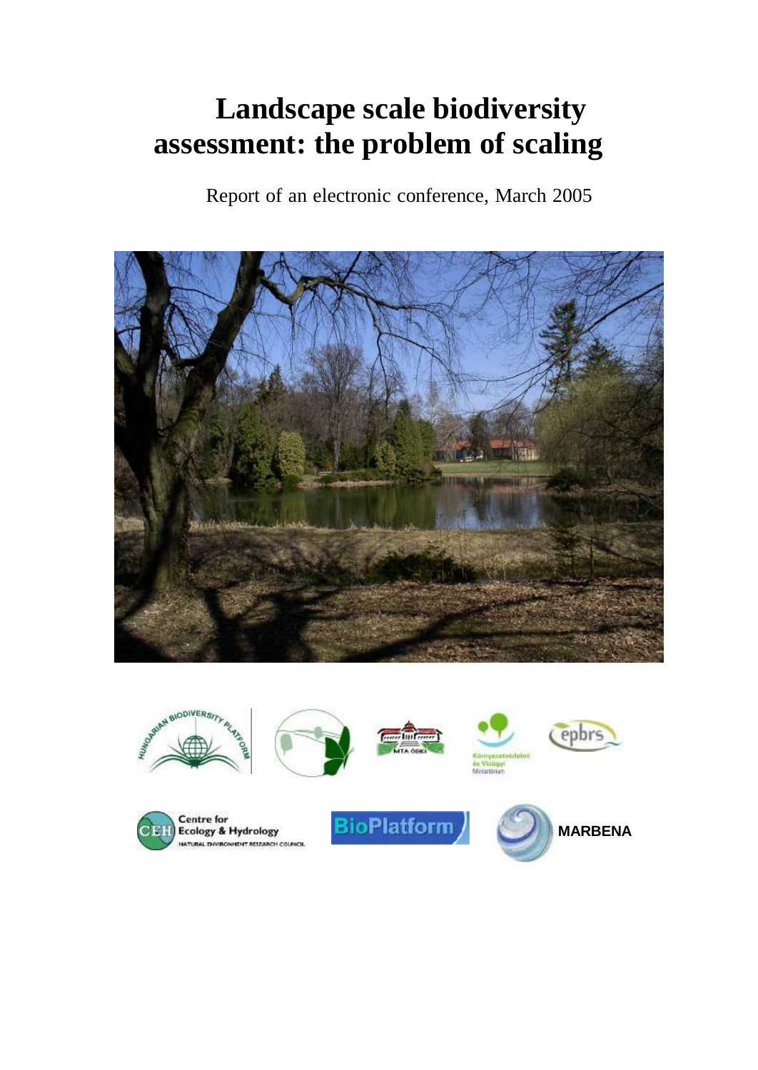# Landscape scale biodiversity assessment: the problem of scaling

Report of an electronic conference, March 2005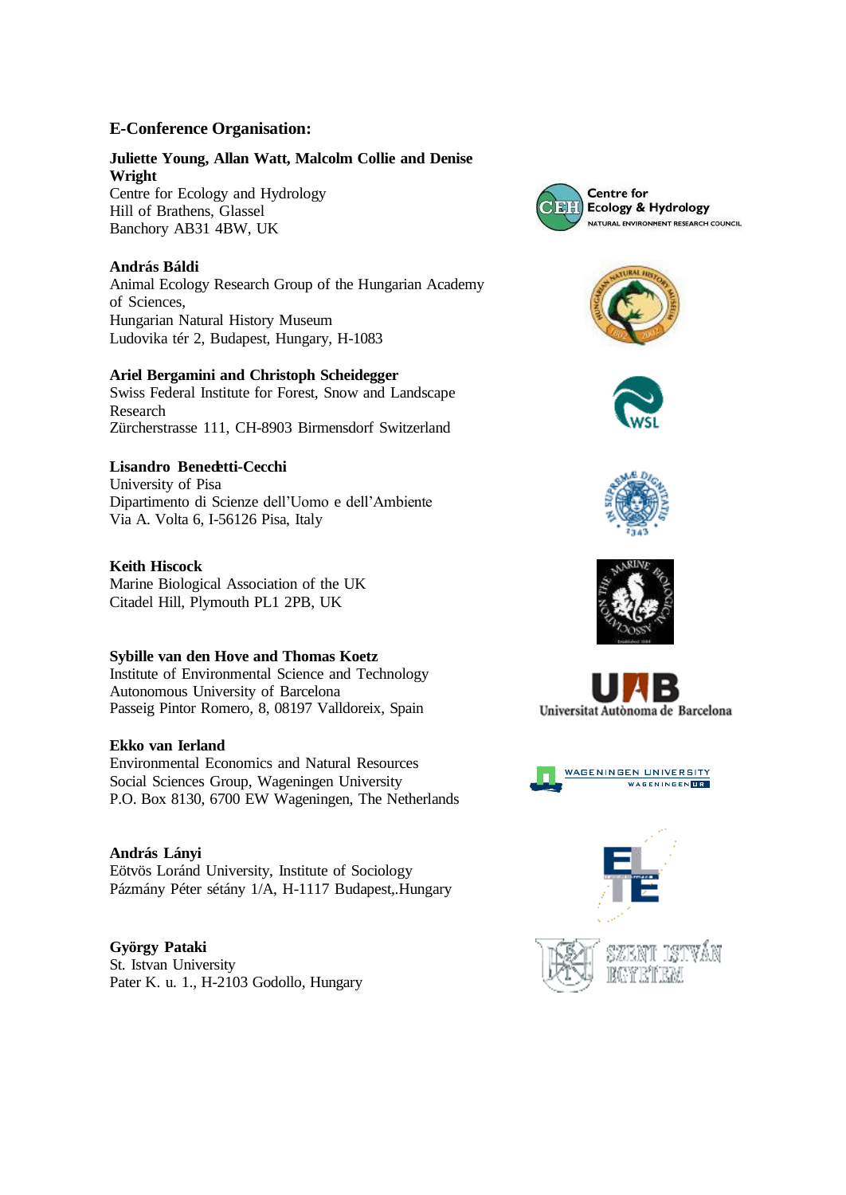### E-Conference Organisation:

**Juliette Young, Allan Watt, Malcolm Collie and Denise Wright**
Centre for Ecology and Hydrology
Hill of Brathens, Glassel
Banchory AB31 4BW, UK

**András Báldi**
Animal Ecology Research Group of the Hungarian Academy of Sciences,
Hungarian Natural History Museum
Ludovika tér 2, Budapest, Hungary, H-1083

**Ariel Bergamini and Christoph Scheidegger**
Swiss Federal Institute for Forest, Snow and Landscape Research
Zürcherstrasse 111, CH-8903 Birmensdorf Switzerland

**Lisandro Benedetti-Cecchi**
University of Pisa
Dipartimento di Scienze dell'Uomo e dell'Ambiente
Via A. Volta 6, I-56126 Pisa, Italy

**Keith Hiscock**
Marine Biological Association of the UK
Citadel Hill, Plymouth PL1 2PB, UK

**Sybille van den Hove and Thomas Koetz**
Institute of Environmental Science and Technology
Autonomous University of Barcelona
Passeig Pintor Romero, 8, 08197 Valldoreix, Spain

**Ekko van Ierland**
Environmental Economics and Natural Resources
Social Sciences Group, Wageningen University
P.O. Box 8130, 6700 EW Wageningen, The Netherlands

**András Lányi**
Eötvös Loránd University, Institute of Sociology
Pázmány Péter sétány 1/A, H-1117 Budapest,.Hungary

**György Pataki**
St. Istvan University
Pater K. u. 1., H-2103 Godollo, Hungary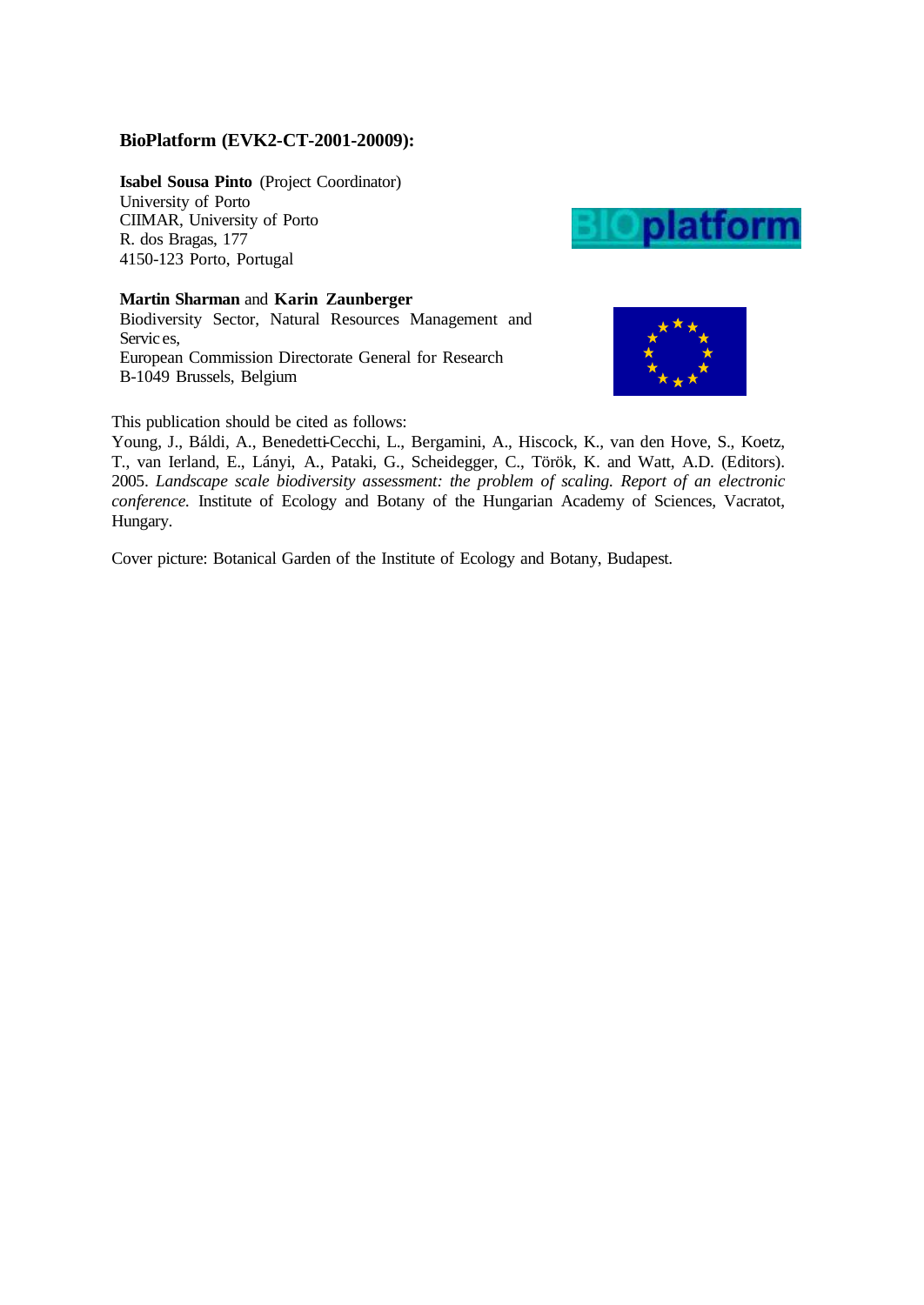**BioPlatform (EVK2-CT-2001-20009):**

**Isabel Sousa Pinto** (Project Coordinator)
University of Porto
CIIMAR, University of Porto
R. dos Bragas, 177
4150-123 Porto, Portugal

**Martin Sharman** and **Karin Zaunberger**
Biodiversity Sector, Natural Resources Management and Services,
European Commission Directorate General for Research
B-1049 Brussels, Belgium

This publication should be cited as follows:
Young, J., Báldi, A., Benedetti-Cecchi, L., Bergamini, A., Hiscock, K., van den Hove, S., Koetz, T., van Ierland, E., Lányi, A., Pataki, G., Scheidegger, C., Török, K. and Watt, A.D. (Editors). 2005. *Landscape scale biodiversity assessment: the problem of scaling. Report of an electronic conference.* Institute of Ecology and Botany of the Hungarian Academy of Sciences, Vacratot, Hungary.

Cover picture: Botanical Garden of the Institute of Ecology and Botany, Budapest.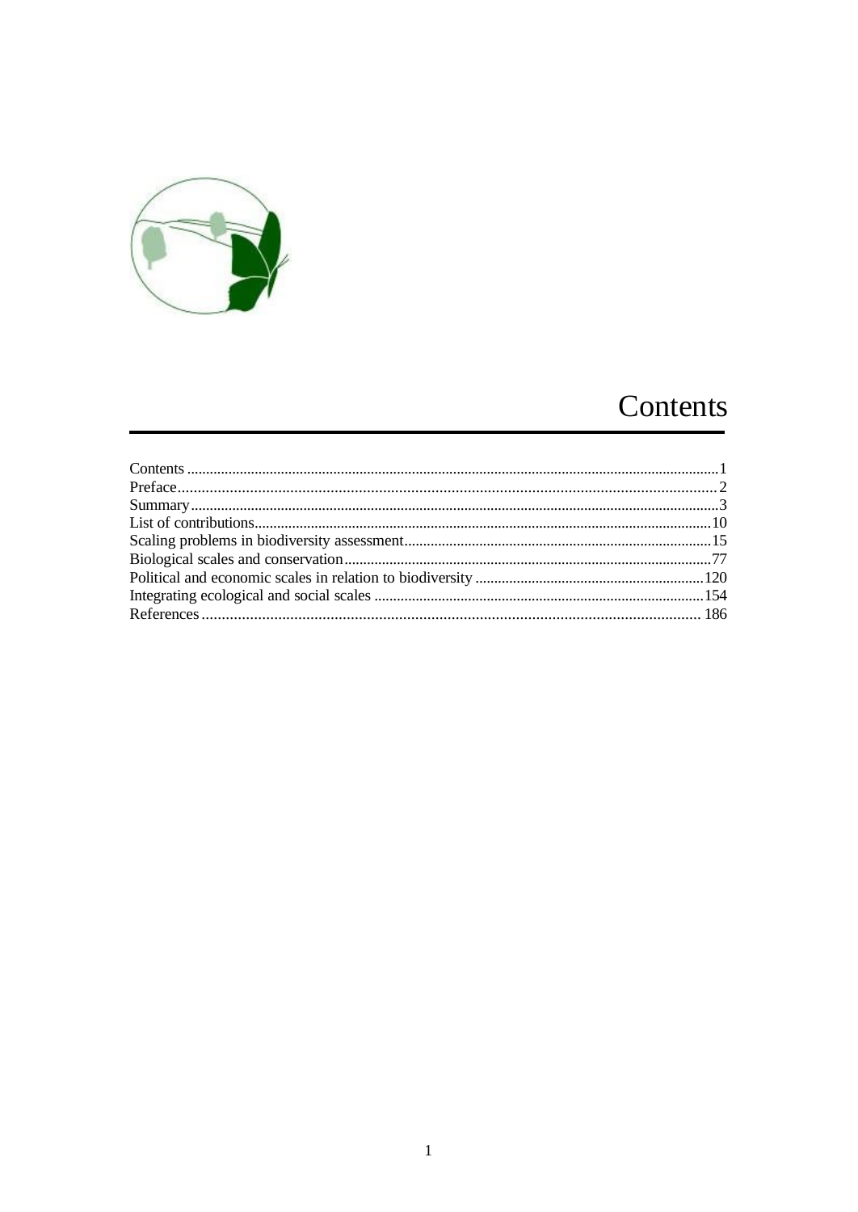# Contents

Contents ............................................................................................................................................1
Preface.....................................................................................................................................2
Summary..................................................................................................................................3
List of contributions...............................................................................................................10
Scaling problems in biodiversity assessment.........................................................................15
Biological scales and conservation.........................................................................................77
Political and economic scales in relation to biodiversity ......................................................120
Integrating ecological and social scales ................................................................................154
References ...........................................................................................................................186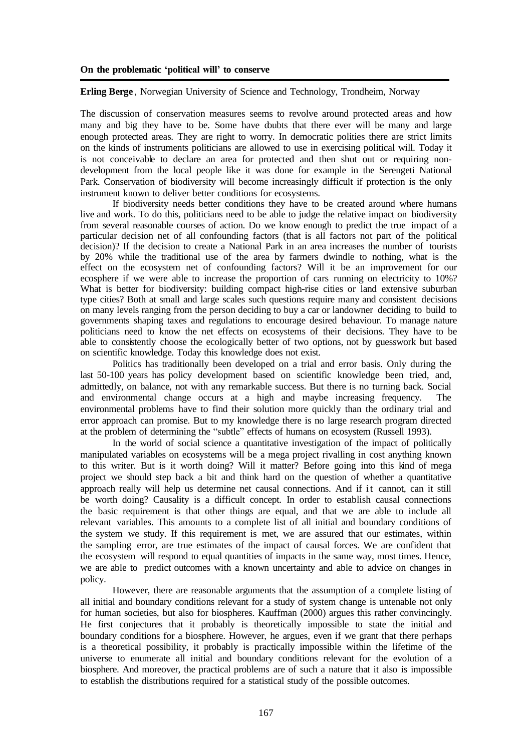## On the problematic 'political will' to conserve

**Erling Berge**, Norwegian University of Science and Technology, Trondheim, Norway

The discussion of conservation measures seems to revolve around protected areas and how many and big they have to be. Some have doubts that there ever will be many and large enough protected areas. They are right to worry. In democratic polities there are strict limits on the kinds of instruments politicians are allowed to use in exercising political will. Today it is not conceivable to declare an area for protected and then shut out or requiring non-development from the local people like it was done for example in the Serengeti National Park. Conservation of biodiversity will become increasingly difficult if protection is the only instrument known to deliver better conditions for ecosystems.

If biodiversity needs better conditions they have to be created around where humans live and work. To do this, politicians need to be able to judge the relative impact on biodiversity from several reasonable courses of action. Do we know enough to predict the true impact of a particular decision net of all confounding factors (that is all factors not part of the political decision)? If the decision to create a National Park in an area increases the number of tourists by 20% while the traditional use of the area by farmers dwindle to nothing, what is the effect on the ecosystem net of confounding factors? Will it be an improvement for our ecosphere if we were able to increase the proportion of cars running on electricity to 10%? What is better for biodiversity: building compact high-rise cities or land extensive suburban type cities? Both at small and large scales such questions require many and consistent decisions on many levels ranging from the person deciding to buy a car or landowner deciding to build to governments shaping taxes and regulations to encourage desired behaviour. To manage nature politicians need to know the net effects on ecosystems of their decisions. They have to be able to consistently choose the ecologically better of two options, not by guesswork but based on scientific knowledge. Today this knowledge does not exist.

Politics has traditionally been developed on a trial and error basis. Only during the last 50-100 years has policy development based on scientific knowledge been tried, and, admittedly, on balance, not with any remarkable success. But there is no turning back. Social and environmental change occurs at a high and maybe increasing frequency. The environmental problems have to find their solution more quickly than the ordinary trial and error approach can promise. But to my knowledge there is no large research program directed at the problem of determining the "subtle" effects of humans on ecosystem (Russell 1993).

In the world of social science a quantitative investigation of the impact of politically manipulated variables on ecosystems will be a mega project rivalling in cost anything known to this writer. But is it worth doing? Will it matter? Before going into this kind of mega project we should step back a bit and think hard on the question of whether a quantitative approach really will help us determine net causal connections. And if it cannot, can it still be worth doing? Causality is a difficult concept. In order to establish causal connections the basic requirement is that other things are equal, and that we are able to include all relevant variables. This amounts to a complete list of all initial and boundary conditions of the system we study. If this requirement is met, we are assured that our estimates, within the sampling error, are true estimates of the impact of causal forces. We are confident that the ecosystem will respond to equal quantities of impacts in the same way, most times. Hence, we are able to predict outcomes with a known uncertainty and able to advice on changes in policy.

However, there are reasonable arguments that the assumption of a complete listing of all initial and boundary conditions relevant for a study of system change is untenable not only for human societies, but also for biospheres. Kauffman (2000) argues this rather convincingly. He first conjectures that it probably is theoretically impossible to state the initial and boundary conditions for a biosphere. However, he argues, even if we grant that there perhaps is a theoretical possibility, it probably is practically impossible within the lifetime of the universe to enumerate all initial and boundary conditions relevant for the evolution of a biosphere. And moreover, the practical problems are of such a nature that it also is impossible to establish the distributions required for a statistical study of the possible outcomes.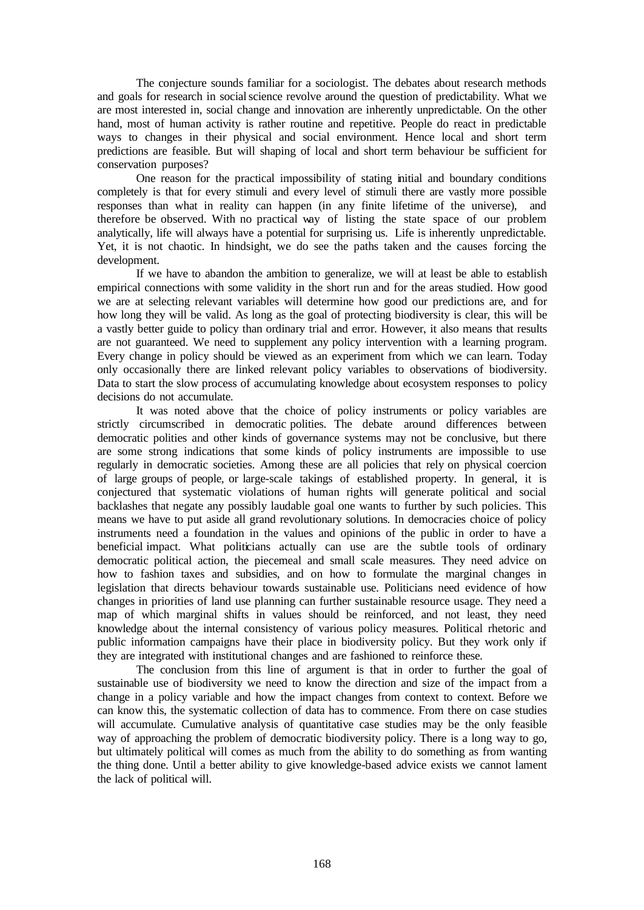The conjecture sounds familiar for a sociologist. The debates about research methods and goals for research in social science revolve around the question of predictability. What we are most interested in, social change and innovation are inherently unpredictable. On the other hand, most of human activity is rather routine and repetitive. People do react in predictable ways to changes in their physical and social environment. Hence local and short term predictions are feasible. But will shaping of local and short term behaviour be sufficient for conservation purposes?

One reason for the practical impossibility of stating initial and boundary conditions completely is that for every stimuli and every level of stimuli there are vastly more possible responses than what in reality can happen (in any finite lifetime of the universe), and therefore be observed. With no practical way of listing the state space of our problem analytically, life will always have a potential for surprising us. Life is inherently unpredictable. Yet, it is not chaotic. In hindsight, we do see the paths taken and the causes forcing the development.

If we have to abandon the ambition to generalize, we will at least be able to establish empirical connections with some validity in the short run and for the areas studied. How good we are at selecting relevant variables will determine how good our predictions are, and for how long they will be valid. As long as the goal of protecting biodiversity is clear, this will be a vastly better guide to policy than ordinary trial and error. However, it also means that results are not guaranteed. We need to supplement any policy intervention with a learning program. Every change in policy should be viewed as an experiment from which we can learn. Today only occasionally there are linked relevant policy variables to observations of biodiversity. Data to start the slow process of accumulating knowledge about ecosystem responses to policy decisions do not accumulate.

It was noted above that the choice of policy instruments or policy variables are strictly circumscribed in democratic polities. The debate around differences between democratic polities and other kinds of governance systems may not be conclusive, but there are some strong indications that some kinds of policy instruments are impossible to use regularly in democratic societies. Among these are all policies that rely on physical coercion of large groups of people, or large-scale takings of established property. In general, it is conjectured that systematic violations of human rights will generate political and social backlashes that negate any possibly laudable goal one wants to further by such policies. This means we have to put aside all grand revolutionary solutions. In democracies choice of policy instruments need a foundation in the values and opinions of the public in order to have a beneficial impact. What politicians actually can use are the subtle tools of ordinary democratic political action, the piecemeal and small scale measures. They need advice on how to fashion taxes and subsidies, and on how to formulate the marginal changes in legislation that directs behaviour towards sustainable use. Politicians need evidence of how changes in priorities of land use planning can further sustainable resource usage. They need a map of which marginal shifts in values should be reinforced, and not least, they need knowledge about the internal consistency of various policy measures. Political rhetoric and public information campaigns have their place in biodiversity policy. But they work only if they are integrated with institutional changes and are fashioned to reinforce these.

The conclusion from this line of argument is that in order to further the goal of sustainable use of biodiversity we need to know the direction and size of the impact from a change in a policy variable and how the impact changes from context to context. Before we can know this, the systematic collection of data has to commence. From there on case studies will accumulate. Cumulative analysis of quantitative case studies may be the only feasible way of approaching the problem of democratic biodiversity policy. There is a long way to go, but ultimately political will comes as much from the ability to do something as from wanting the thing done. Until a better ability to give knowledge-based advice exists we cannot lament the lack of political will.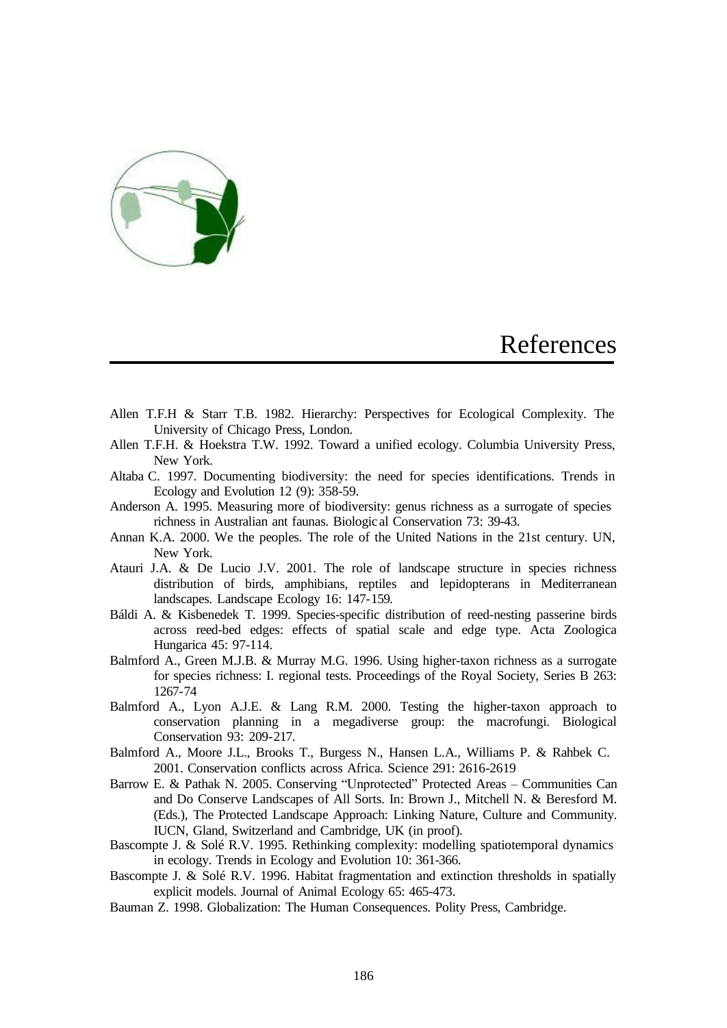# References

Allen T.F.H & Starr T.B. 1982. Hierarchy: Perspectives for Ecological Complexity. The University of Chicago Press, London.

Allen T.F.H. & Hoekstra T.W. 1992. Toward a unified ecology. Columbia University Press, New York.

Altaba C. 1997. Documenting biodiversity: the need for species identifications. Trends in Ecology and Evolution 12 (9): 358-59.

Anderson A. 1995. Measuring more of biodiversity: genus richness as a surrogate of species richness in Australian ant faunas. Biologic al Conservation 73: 39-43.

Annan K.A. 2000. We the peoples. The role of the United Nations in the 21st century. UN, New York.

Atauri J.A. & De Lucio J.V. 2001. The role of landscape structure in species richness distribution of birds, amphibians, reptiles and lepidopterans in Mediterranean landscapes. Landscape Ecology 16: 147-159.

Báldi A. & Kisbenedek T. 1999. Species-specific distribution of reed-nesting passerine birds across reed-bed edges: effects of spatial scale and edge type. Acta Zoologica Hungarica 45: 97-114.

Balmford A., Green M.J.B. & Murray M.G. 1996. Using higher-taxon richness as a surrogate for species richness: I. regional tests. Proceedings of the Royal Society, Series B 263: 1267-74

Balmford A., Lyon A.J.E. & Lang R.M. 2000. Testing the higher-taxon approach to conservation planning in a megadiverse group: the macrofungi. Biological Conservation 93: 209-217.

Balmford A., Moore J.L., Brooks T., Burgess N., Hansen L.A., Williams P. & Rahbek C. 2001. Conservation conflicts across Africa. Science 291: 2616-2619

Barrow E. & Pathak N. 2005. Conserving "Unprotected" Protected Areas – Communities Can and Do Conserve Landscapes of All Sorts. In: Brown J., Mitchell N. & Beresford M. (Eds.), The Protected Landscape Approach: Linking Nature, Culture and Community. IUCN, Gland, Switzerland and Cambridge, UK (in proof).

Bascompte J. & Solé R.V. 1995. Rethinking complexity: modelling spatiotemporal dynamics in ecology. Trends in Ecology and Evolution 10: 361-366.

Bascompte J. & Solé R.V. 1996. Habitat fragmentation and extinction thresholds in spatially explicit models. Journal of Animal Ecology 65: 465-473.

Bauman Z. 1998. Globalization: The Human Consequences. Polity Press, Cambridge.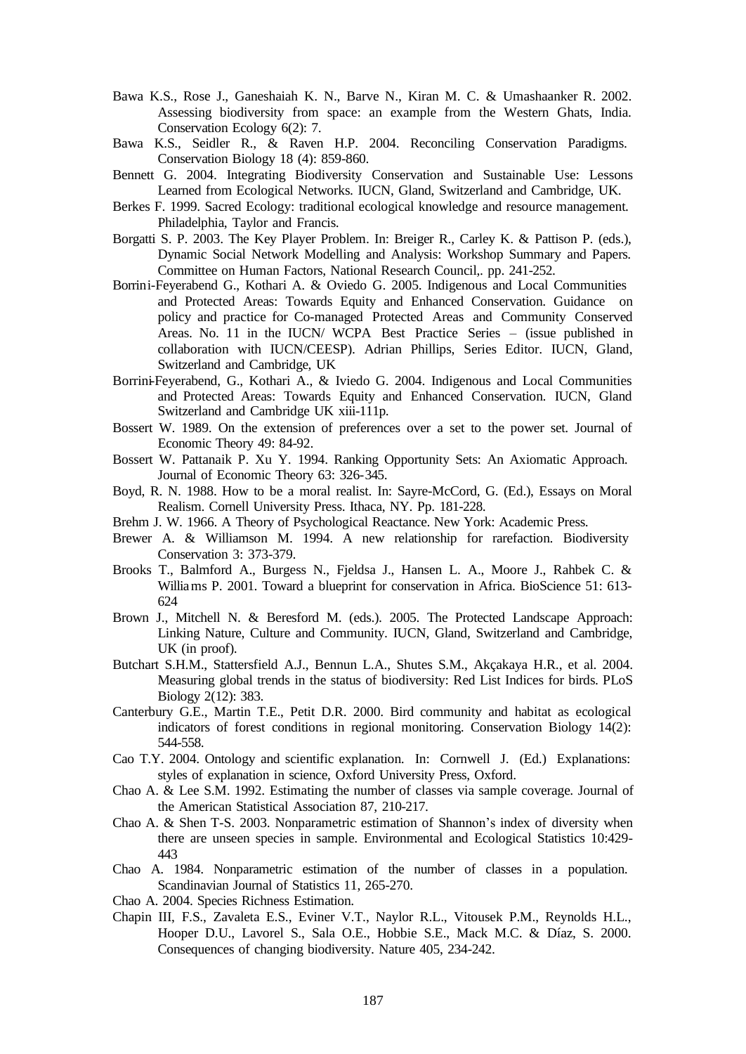Bawa K.S., Rose J., Ganeshaiah K. N., Barve N., Kiran M. C. & Umashaanker R. 2002. Assessing biodiversity from space: an example from the Western Ghats, India. Conservation Ecology 6(2): 7.

Bawa K.S., Seidler R., & Raven H.P. 2004. Reconciling Conservation Paradigms. Conservation Biology 18 (4): 859-860.

Bennett G. 2004. Integrating Biodiversity Conservation and Sustainable Use: Lessons Learned from Ecological Networks. IUCN, Gland, Switzerland and Cambridge, UK.

Berkes F. 1999. Sacred Ecology: traditional ecological knowledge and resource management. Philadelphia, Taylor and Francis.

Borgatti S. P. 2003. The Key Player Problem. In: Breiger R., Carley K. & Pattison P. (eds.), Dynamic Social Network Modelling and Analysis: Workshop Summary and Papers. Committee on Human Factors, National Research Council,. pp. 241-252.

Borrini-Feyerabend G., Kothari A. & Oviedo G. 2005. Indigenous and Local Communities and Protected Areas: Towards Equity and Enhanced Conservation. Guidance on policy and practice for Co-managed Protected Areas and Community Conserved Areas. No. 11 in the IUCN/ WCPA Best Practice Series – (issue published in collaboration with IUCN/CEESP). Adrian Phillips, Series Editor. IUCN, Gland, Switzerland and Cambridge, UK

Borrini-Feyerabend, G., Kothari A., & Iviedo G. 2004. Indigenous and Local Communities and Protected Areas: Towards Equity and Enhanced Conservation. IUCN, Gland Switzerland and Cambridge UK xiii-111p.

Bossert W. 1989. On the extension of preferences over a set to the power set. Journal of Economic Theory 49: 84-92.

Bossert W. Pattanaik P. Xu Y. 1994. Ranking Opportunity Sets: An Axiomatic Approach. Journal of Economic Theory 63: 326-345.

Boyd, R. N. 1988. How to be a moral realist. In: Sayre-McCord, G. (Ed.), Essays on Moral Realism. Cornell University Press. Ithaca, NY. Pp. 181-228.

Brehm J. W. 1966. A Theory of Psychological Reactance. New York: Academic Press.

Brewer A. & Williamson M. 1994. A new relationship for rarefaction. Biodiversity Conservation 3: 373-379.

Brooks T., Balmford A., Burgess N., Fjeldsa J., Hansen L. A., Moore J., Rahbek C. & Williams P. 2001. Toward a blueprint for conservation in Africa. BioScience 51: 613-624

Brown J., Mitchell N. & Beresford M. (eds.). 2005. The Protected Landscape Approach: Linking Nature, Culture and Community. IUCN, Gland, Switzerland and Cambridge, UK (in proof).

Butchart S.H.M., Stattersfield A.J., Bennun L.A., Shutes S.M., Akçakaya H.R., et al. 2004. Measuring global trends in the status of biodiversity: Red List Indices for birds. PLoS Biology 2(12): 383.

Canterbury G.E., Martin T.E., Petit D.R. 2000. Bird community and habitat as ecological indicators of forest conditions in regional monitoring. Conservation Biology 14(2): 544-558.

Cao T.Y. 2004. Ontology and scientific explanation. In: Cornwell J. (Ed.) Explanations: styles of explanation in science, Oxford University Press, Oxford.

Chao A. & Lee S.M. 1992. Estimating the number of classes via sample coverage. Journal of the American Statistical Association 87, 210-217.

Chao A. & Shen T-S. 2003. Nonparametric estimation of Shannon's index of diversity when there are unseen species in sample. Environmental and Ecological Statistics 10:429-443

Chao A. 1984. Nonparametric estimation of the number of classes in a population. Scandinavian Journal of Statistics 11, 265-270.

Chao A. 2004. Species Richness Estimation.

Chapin III, F.S., Zavaleta E.S., Eviner V.T., Naylor R.L., Vitousek P.M., Reynolds H.L., Hooper D.U., Lavorel S., Sala O.E., Hobbie S.E., Mack M.C. & Díaz, S. 2000. Consequences of changing biodiversity. Nature 405, 234-242.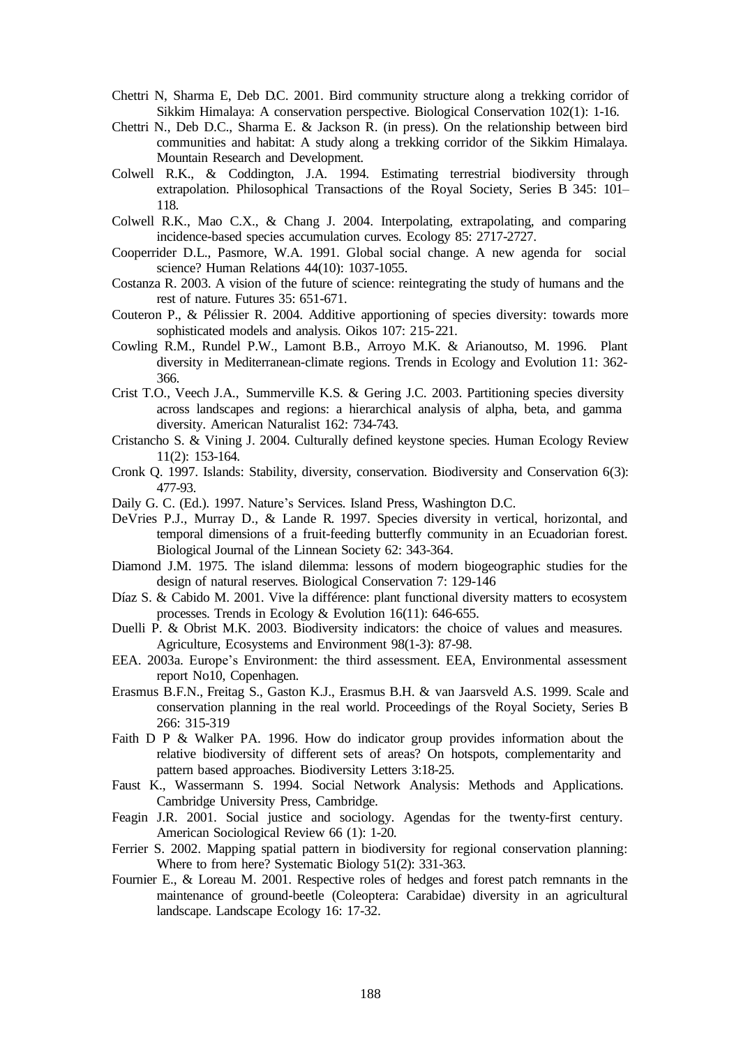Chettri N, Sharma E, Deb D.C. 2001. Bird community structure along a trekking corridor of Sikkim Himalaya: A conservation perspective. Biological Conservation 102(1): 1-16.

Chettri N., Deb D.C., Sharma E. & Jackson R. (in press). On the relationship between bird communities and habitat: A study along a trekking corridor of the Sikkim Himalaya. Mountain Research and Development.

Colwell R.K., & Coddington, J.A. 1994. Estimating terrestrial biodiversity through extrapolation. Philosophical Transactions of the Royal Society, Series B 345: 101–118.

Colwell R.K., Mao C.X., & Chang J. 2004. Interpolating, extrapolating, and comparing incidence-based species accumulation curves. Ecology 85: 2717-2727.

Cooperrider D.L., Pasmore, W.A. 1991. Global social change. A new agenda for social science? Human Relations 44(10): 1037-1055.

Costanza R. 2003. A vision of the future of science: reintegrating the study of humans and the rest of nature. Futures 35: 651-671.

Couteron P., & Pélissier R. 2004. Additive apportioning of species diversity: towards more sophisticated models and analysis. Oikos 107: 215-221.

Cowling R.M., Rundel P.W., Lamont B.B., Arroyo M.K. & Arianoutso, M. 1996. Plant diversity in Mediterranean-climate regions. Trends in Ecology and Evolution 11: 362-366.

Crist T.O., Veech J.A., Summerville K.S. & Gering J.C. 2003. Partitioning species diversity across landscapes and regions: a hierarchical analysis of alpha, beta, and gamma diversity. American Naturalist 162: 734-743.

Cristancho S. & Vining J. 2004. Culturally defined keystone species. Human Ecology Review 11(2): 153-164.

Cronk Q. 1997. Islands: Stability, diversity, conservation. Biodiversity and Conservation 6(3): 477-93.

Daily G. C. (Ed.). 1997. Nature's Services. Island Press, Washington D.C.

DeVries P.J., Murray D., & Lande R. 1997. Species diversity in vertical, horizontal, and temporal dimensions of a fruit-feeding butterfly community in an Ecuadorian forest. Biological Journal of the Linnean Society 62: 343-364.

Diamond J.M. 1975. The island dilemma: lessons of modern biogeographic studies for the design of natural reserves. Biological Conservation 7: 129-146

Díaz S. & Cabido M. 2001. Vive la différence: plant functional diversity matters to ecosystem processes. Trends in Ecology & Evolution 16(11): 646-655.

Duelli P. & Obrist M.K. 2003. Biodiversity indicators: the choice of values and measures. Agriculture, Ecosystems and Environment 98(1-3): 87-98.

EEA. 2003a. Europe's Environment: the third assessment. EEA, Environmental assessment report No10, Copenhagen.

Erasmus B.F.N., Freitag S., Gaston K.J., Erasmus B.H. & van Jaarsveld A.S. 1999. Scale and conservation planning in the real world. Proceedings of the Royal Society, Series B 266: 315-319

Faith D P & Walker PA. 1996. How do indicator group provides information about the relative biodiversity of different sets of areas? On hotspots, complementarity and pattern based approaches. Biodiversity Letters 3:18-25.

Faust K., Wassermann S. 1994. Social Network Analysis: Methods and Applications. Cambridge University Press, Cambridge.

Feagin J.R. 2001. Social justice and sociology. Agendas for the twenty-first century. American Sociological Review 66 (1): 1-20.

Ferrier S. 2002. Mapping spatial pattern in biodiversity for regional conservation planning: Where to from here? Systematic Biology 51(2): 331-363.

Fournier E., & Loreau M. 2001. Respective roles of hedges and forest patch remnants in the maintenance of ground-beetle (Coleoptera: Carabidae) diversity in an agricultural landscape. Landscape Ecology 16: 17-32.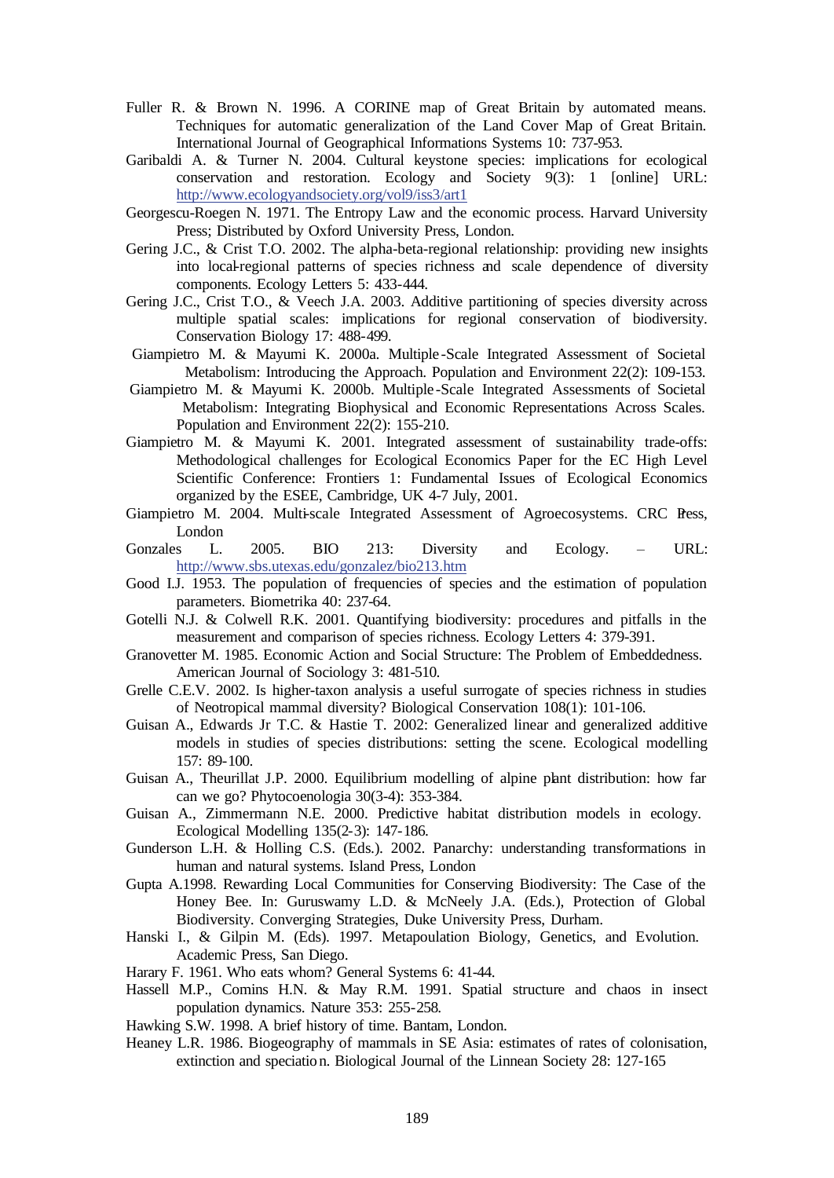Fuller R. & Brown N. 1996. A CORINE map of Great Britain by automated means. Techniques for automatic generalization of the Land Cover Map of Great Britain. International Journal of Geographical Informations Systems 10: 737-953.

Garibaldi A. & Turner N. 2004. Cultural keystone species: implications for ecological conservation and restoration. Ecology and Society 9(3): 1 [online] URL: http://www.ecologyandsociety.org/vol9/iss3/art1

Georgescu-Roegen N. 1971. The Entropy Law and the economic process. Harvard University Press; Distributed by Oxford University Press, London.

Gering J.C., & Crist T.O. 2002. The alpha-beta-regional relationship: providing new insights into local-regional patterns of species richness and scale dependence of diversity components. Ecology Letters 5: 433-444.

Gering J.C., Crist T.O., & Veech J.A. 2003. Additive partitioning of species diversity across multiple spatial scales: implications for regional conservation of biodiversity. Conservation Biology 17: 488-499.

Giampietro M. & Mayumi K. 2000a. Multiple-Scale Integrated Assessment of Societal Metabolism: Introducing the Approach. Population and Environment 22(2): 109-153.

Giampietro M. & Mayumi K. 2000b. Multiple-Scale Integrated Assessments of Societal Metabolism: Integrating Biophysical and Economic Representations Across Scales. Population and Environment 22(2): 155-210.

Giampietro M. & Mayumi K. 2001. Integrated assessment of sustainability trade-offs: Methodological challenges for Ecological Economics Paper for the EC High Level Scientific Conference: Frontiers 1: Fundamental Issues of Ecological Economics organized by the ESEE, Cambridge, UK 4-7 July, 2001.

Giampietro M. 2004. Multi-scale Integrated Assessment of Agroecosystems. CRC Press, London

Gonzales L. 2005. BIO 213: Diversity and Ecology. – URL: http://www.sbs.utexas.edu/gonzalez/bio213.htm

Good I.J. 1953. The population of frequencies of species and the estimation of population parameters. Biometrika 40: 237-64.

Gotelli N.J. & Colwell R.K. 2001. Quantifying biodiversity: procedures and pitfalls in the measurement and comparison of species richness. Ecology Letters 4: 379-391.

Granovetter M. 1985. Economic Action and Social Structure: The Problem of Embeddedness. American Journal of Sociology 3: 481-510.

Grelle C.E.V. 2002. Is higher-taxon analysis a useful surrogate of species richness in studies of Neotropical mammal diversity? Biological Conservation 108(1): 101-106.

Guisan A., Edwards Jr T.C. & Hastie T. 2002: Generalized linear and generalized additive models in studies of species distributions: setting the scene. Ecological modelling 157: 89-100.

Guisan A., Theurillat J.P. 2000. Equilibrium modelling of alpine plant distribution: how far can we go? Phytocoenologia 30(3-4): 353-384.

Guisan A., Zimmermann N.E. 2000. Predictive habitat distribution models in ecology. Ecological Modelling 135(2-3): 147-186.

Gunderson L.H. & Holling C.S. (Eds.). 2002. Panarchy: understanding transformations in human and natural systems. Island Press, London

Gupta A.1998. Rewarding Local Communities for Conserving Biodiversity: The Case of the Honey Bee. In: Guruswamy L.D. & McNeely J.A. (Eds.), Protection of Global Biodiversity. Converging Strategies, Duke University Press, Durham.

Hanski I., & Gilpin M. (Eds). 1997. Metapoulation Biology, Genetics, and Evolution. Academic Press, San Diego.

Harary F. 1961. Who eats whom? General Systems 6: 41-44.

Hassell M.P., Comins H.N. & May R.M. 1991. Spatial structure and chaos in insect population dynamics. Nature 353: 255-258.

Hawking S.W. 1998. A brief history of time. Bantam, London.

Heaney L.R. 1986. Biogeography of mammals in SE Asia: estimates of rates of colonisation, extinction and speciation. Biological Journal of the Linnean Society 28: 127-165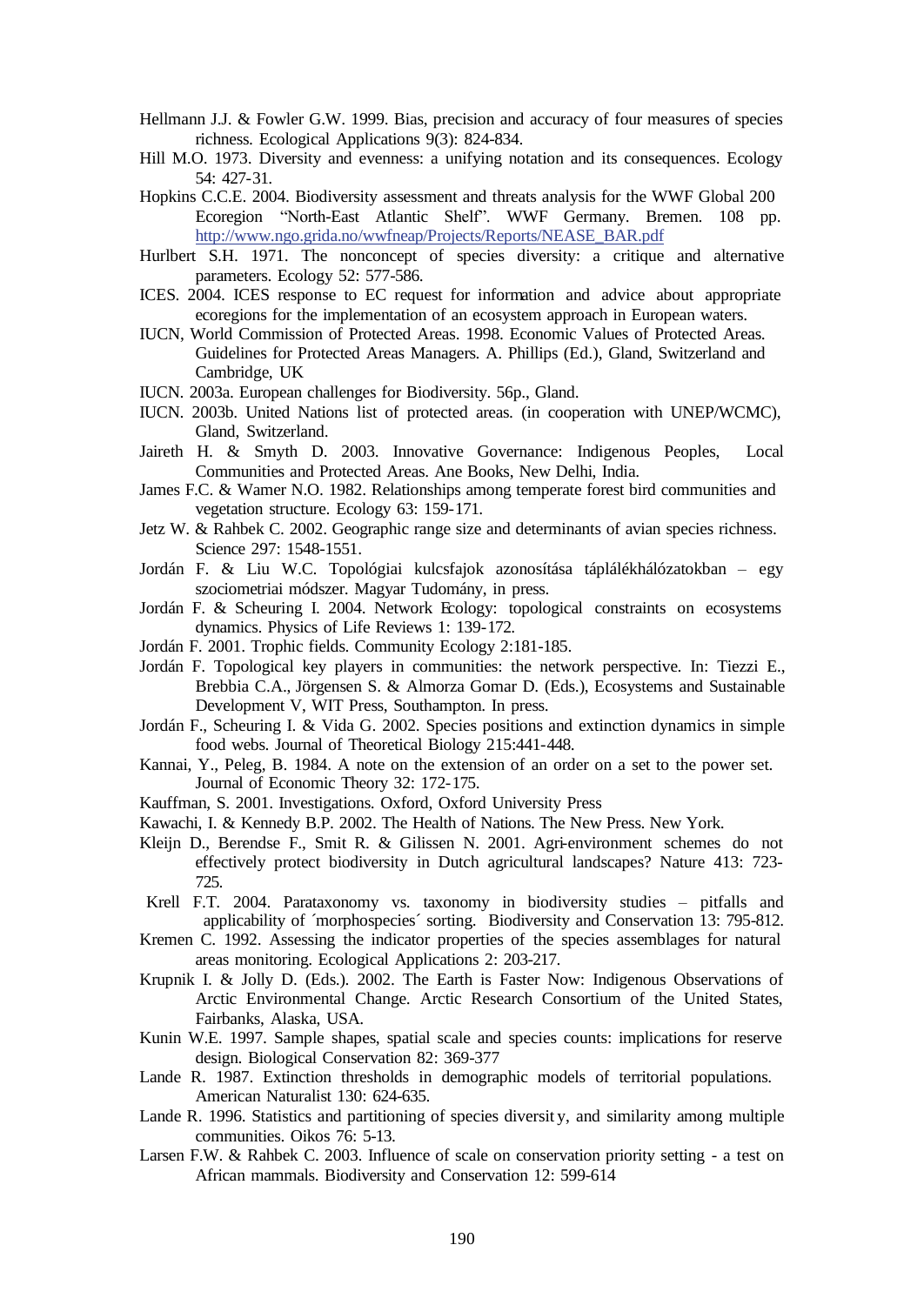Hellmann J.J. & Fowler G.W. 1999. Bias, precision and accuracy of four measures of species richness. Ecological Applications 9(3): 824-834.

Hill M.O. 1973. Diversity and evenness: a unifying notation and its consequences. Ecology 54: 427-31.

Hopkins C.C.E. 2004. Biodiversity assessment and threats analysis for the WWF Global 200 Ecoregion "North-East Atlantic Shelf". WWF Germany. Bremen. 108 pp. http://www.ngo.grida.no/wwfneap/Projects/Reports/NEASE_BAR.pdf

Hurlbert S.H. 1971. The nonconcept of species diversity: a critique and alternative parameters. Ecology 52: 577-586.

ICES. 2004. ICES response to EC request for information and advice about appropriate ecoregions for the implementation of an ecosystem approach in European waters.

IUCN, World Commission of Protected Areas. 1998. Economic Values of Protected Areas. Guidelines for Protected Areas Managers. A. Phillips (Ed.), Gland, Switzerland and Cambridge, UK

IUCN. 2003a. European challenges for Biodiversity. 56p., Gland.

IUCN. 2003b. United Nations list of protected areas. (in cooperation with UNEP/WCMC), Gland, Switzerland.

Jaireth H. & Smyth D. 2003. Innovative Governance: Indigenous Peoples, Local Communities and Protected Areas. Ane Books, New Delhi, India.

James F.C. & Wamer N.O. 1982. Relationships among temperate forest bird communities and vegetation structure. Ecology 63: 159-171.

Jetz W. & Rahbek C. 2002. Geographic range size and determinants of avian species richness. Science 297: 1548-1551.

Jordán F. & Liu W.C. Topológiai kulcsfajok azonosítása táplálékhálózatokban – egy szociometriai módszer. Magyar Tudomány, in press.

Jordán F. & Scheuring I. 2004. Network Ecology: topological constraints on ecosystems dynamics. Physics of Life Reviews 1: 139-172.

Jordán F. 2001. Trophic fields. Community Ecology 2:181-185.

Jordán F. Topological key players in communities: the network perspective. In: Tiezzi E., Brebbia C.A., Jörgensen S. & Almorza Gomar D. (Eds.), Ecosystems and Sustainable Development V, WIT Press, Southampton. In press.

Jordán F., Scheuring I. & Vida G. 2002. Species positions and extinction dynamics in simple food webs. Journal of Theoretical Biology 215:441-448.

Kannai, Y., Peleg, B. 1984. A note on the extension of an order on a set to the power set. Journal of Economic Theory 32: 172-175.

Kauffman, S. 2001. Investigations. Oxford, Oxford University Press

Kawachi, I. & Kennedy B.P. 2002. The Health of Nations. The New Press. New York.

Kleijn D., Berendse F., Smit R. & Gilissen N. 2001. Agri-environment schemes do not effectively protect biodiversity in Dutch agricultural landscapes? Nature 413: 723-725.

Krell F.T. 2004. Parataxonomy vs. taxonomy in biodiversity studies – pitfalls and applicability of ´morphospecies´ sorting. Biodiversity and Conservation 13: 795-812.

Kremen C. 1992. Assessing the indicator properties of the species assemblages for natural areas monitoring. Ecological Applications 2: 203-217.

Krupnik I. & Jolly D. (Eds.). 2002. The Earth is Faster Now: Indigenous Observations of Arctic Environmental Change. Arctic Research Consortium of the United States, Fairbanks, Alaska, USA.

Kunin W.E. 1997. Sample shapes, spatial scale and species counts: implications for reserve design. Biological Conservation 82: 369-377

Lande R. 1987. Extinction thresholds in demographic models of territorial populations. American Naturalist 130: 624-635.

Lande R. 1996. Statistics and partitioning of species diversity, and similarity among multiple communities. Oikos 76: 5-13.

Larsen F.W. & Rahbek C. 2003. Influence of scale on conservation priority setting - a test on African mammals. Biodiversity and Conservation 12: 599-614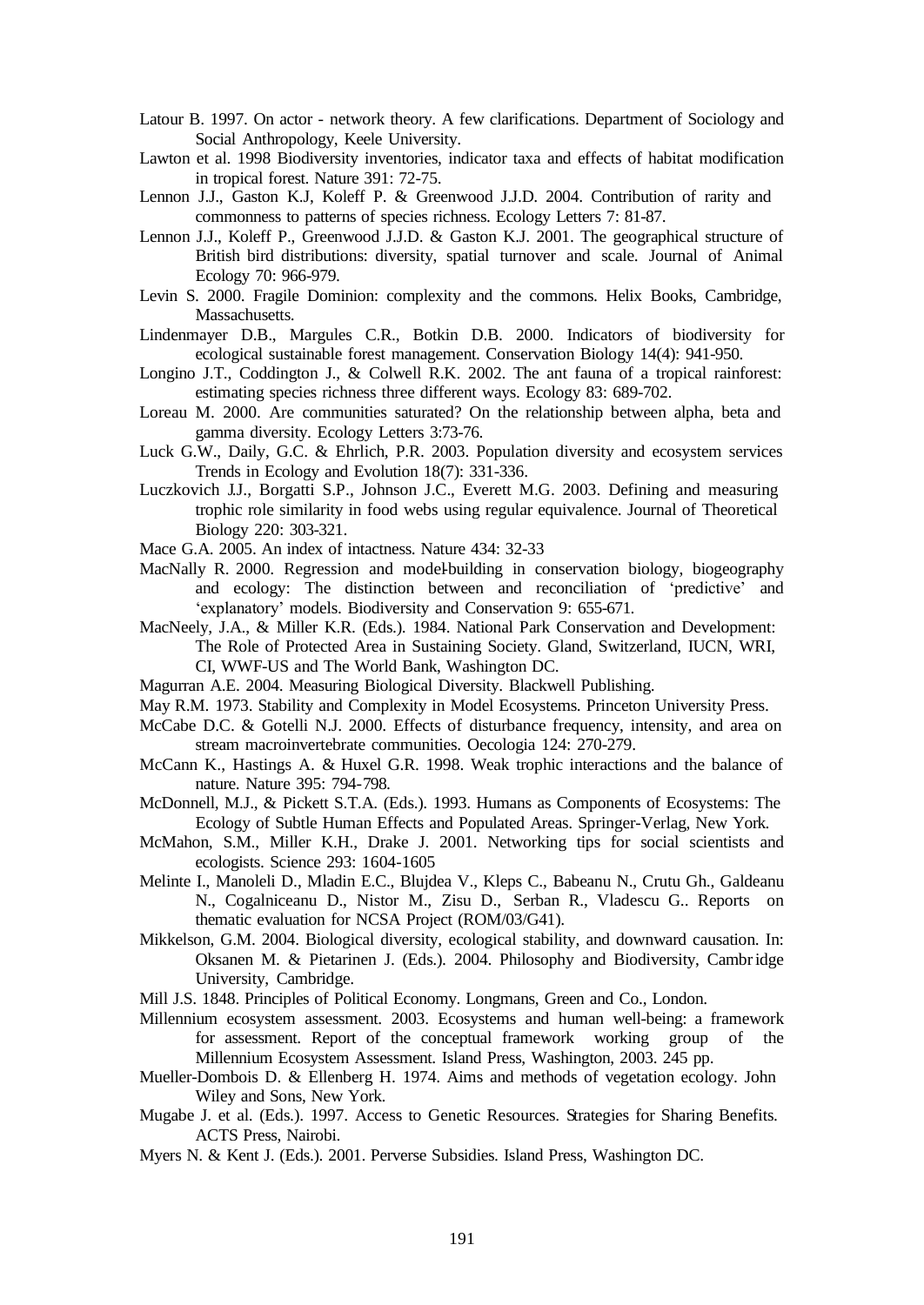Latour B. 1997. On actor - network theory. A few clarifications. Department of Sociology and Social Anthropology, Keele University.

Lawton et al. 1998 Biodiversity inventories, indicator taxa and effects of habitat modification in tropical forest. Nature 391: 72-75.

Lennon J.J., Gaston K.J, Koleff P. & Greenwood J.J.D. 2004. Contribution of rarity and commonness to patterns of species richness. Ecology Letters 7: 81-87.

Lennon J.J., Koleff P., Greenwood J.J.D. & Gaston K.J. 2001. The geographical structure of British bird distributions: diversity, spatial turnover and scale. Journal of Animal Ecology 70: 966-979.

Levin S. 2000. Fragile Dominion: complexity and the commons. Helix Books, Cambridge, Massachusetts.

Lindenmayer D.B., Margules C.R., Botkin D.B. 2000. Indicators of biodiversity for ecological sustainable forest management. Conservation Biology 14(4): 941-950.

Longino J.T., Coddington J., & Colwell R.K. 2002. The ant fauna of a tropical rainforest: estimating species richness three different ways. Ecology 83: 689-702.

Loreau M. 2000. Are communities saturated? On the relationship between alpha, beta and gamma diversity. Ecology Letters 3:73-76.

Luck G.W., Daily, G.C. & Ehrlich, P.R. 2003. Population diversity and ecosystem services Trends in Ecology and Evolution 18(7): 331-336.

Luczkovich J.J., Borgatti S.P., Johnson J.C., Everett M.G. 2003. Defining and measuring trophic role similarity in food webs using regular equivalence. Journal of Theoretical Biology 220: 303-321.

Mace G.A. 2005. An index of intactness. Nature 434: 32-33

MacNally R. 2000. Regression and model-building in conservation biology, biogeography and ecology: The distinction between and reconciliation of 'predictive' and 'explanatory' models. Biodiversity and Conservation 9: 655-671.

MacNeely, J.A., & Miller K.R. (Eds.). 1984. National Park Conservation and Development: The Role of Protected Area in Sustaining Society. Gland, Switzerland, IUCN, WRI, CI, WWF-US and The World Bank, Washington DC.

Magurran A.E. 2004. Measuring Biological Diversity. Blackwell Publishing.

May R.M. 1973. Stability and Complexity in Model Ecosystems. Princeton University Press.

McCabe D.C. & Gotelli N.J. 2000. Effects of disturbance frequency, intensity, and area on stream macroinvertebrate communities. Oecologia 124: 270-279.

McCann K., Hastings A. & Huxel G.R. 1998. Weak trophic interactions and the balance of nature. Nature 395: 794-798.

McDonnell, M.J., & Pickett S.T.A. (Eds.). 1993. Humans as Components of Ecosystems: The Ecology of Subtle Human Effects and Populated Areas. Springer-Verlag, New York.

McMahon, S.M., Miller K.H., Drake J. 2001. Networking tips for social scientists and ecologists. Science 293: 1604-1605

Melinte I., Manoleli D., Mladin E.C., Blujdea V., Kleps C., Babeanu N., Crutu Gh., Galdeanu N., Cogalniceanu D., Nistor M., Zisu D., Serban R., Vladescu G.. Reports on thematic evaluation for NCSA Project (ROM/03/G41).

Mikkelson, G.M. 2004. Biological diversity, ecological stability, and downward causation. In: Oksanen M. & Pietarinen J. (Eds.). 2004. Philosophy and Biodiversity, Cambridge University, Cambridge.

Mill J.S. 1848. Principles of Political Economy. Longmans, Green and Co., London.

Millennium ecosystem assessment. 2003. Ecosystems and human well-being: a framework for assessment. Report of the conceptual framework working group of the Millennium Ecosystem Assessment. Island Press, Washington, 2003. 245 pp.

Mueller-Dombois D. & Ellenberg H. 1974. Aims and methods of vegetation ecology. John Wiley and Sons, New York.

Mugabe J. et al. (Eds.). 1997. Access to Genetic Resources. Strategies for Sharing Benefits. ACTS Press, Nairobi.

Myers N. & Kent J. (Eds.). 2001. Perverse Subsidies. Island Press, Washington DC.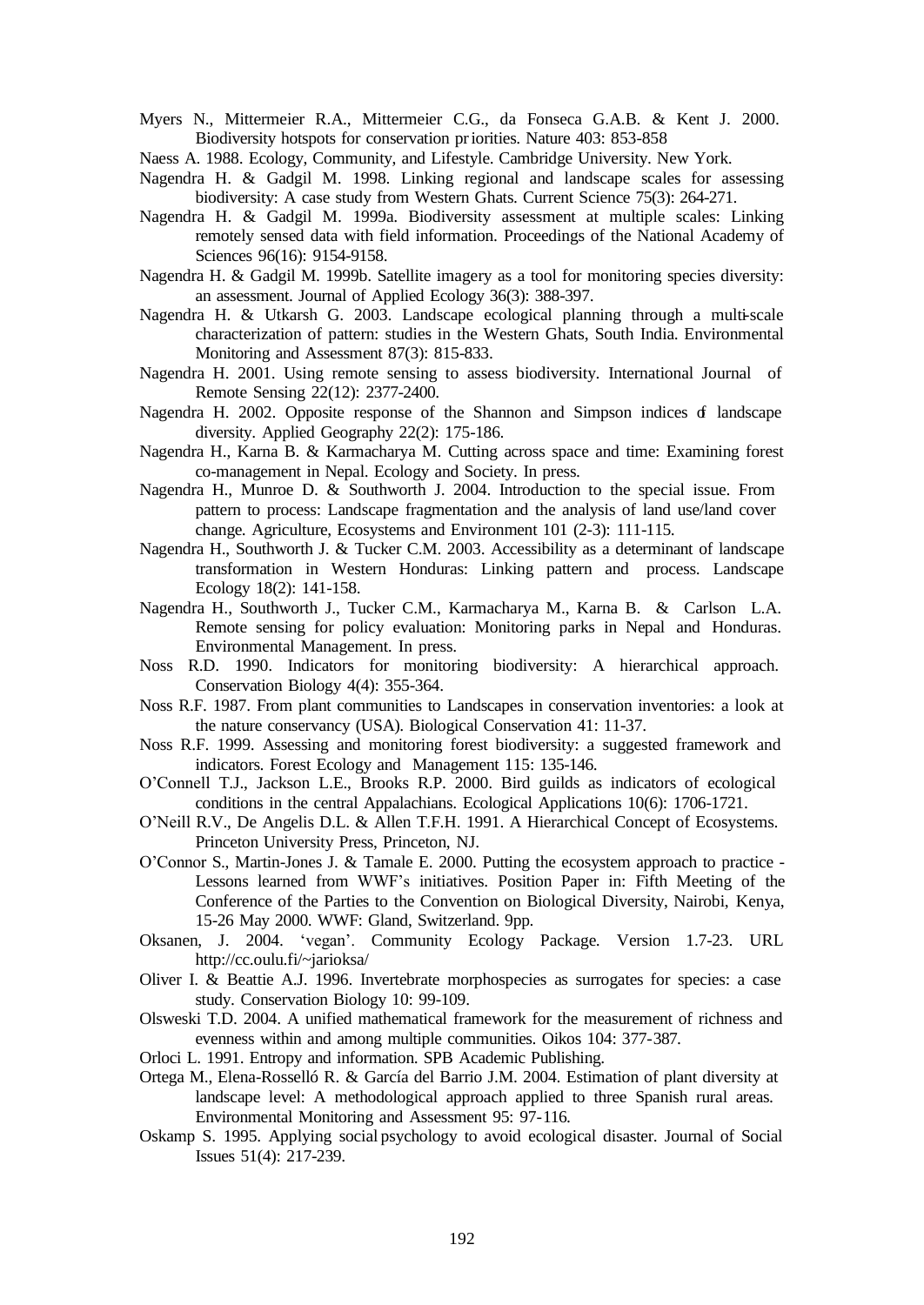Myers N., Mittermeier R.A., Mittermeier C.G., da Fonseca G.A.B. & Kent J. 2000. Biodiversity hotspots for conservation priorities. Nature 403: 853-858

Naess A. 1988. Ecology, Community, and Lifestyle. Cambridge University. New York.

Nagendra H. & Gadgil M. 1998. Linking regional and landscape scales for assessing biodiversity: A case study from Western Ghats. Current Science 75(3): 264-271.

Nagendra H. & Gadgil M. 1999a. Biodiversity assessment at multiple scales: Linking remotely sensed data with field information. Proceedings of the National Academy of Sciences 96(16): 9154-9158.

Nagendra H. & Gadgil M. 1999b. Satellite imagery as a tool for monitoring species diversity: an assessment. Journal of Applied Ecology 36(3): 388-397.

Nagendra H. & Utkarsh G. 2003. Landscape ecological planning through a multi-scale characterization of pattern: studies in the Western Ghats, South India. Environmental Monitoring and Assessment 87(3): 815-833.

Nagendra H. 2001. Using remote sensing to assess biodiversity. International Journal of Remote Sensing 22(12): 2377-2400.

Nagendra H. 2002. Opposite response of the Shannon and Simpson indices of landscape diversity. Applied Geography 22(2): 175-186.

Nagendra H., Karna B. & Karmacharya M. Cutting across space and time: Examining forest co-management in Nepal. Ecology and Society. In press.

Nagendra H., Munroe D. & Southworth J. 2004. Introduction to the special issue. From pattern to process: Landscape fragmentation and the analysis of land use/land cover change. Agriculture, Ecosystems and Environment 101 (2-3): 111-115.

Nagendra H., Southworth J. & Tucker C.M. 2003. Accessibility as a determinant of landscape transformation in Western Honduras: Linking pattern and process. Landscape Ecology 18(2): 141-158.

Nagendra H., Southworth J., Tucker C.M., Karmacharya M., Karna B. & Carlson L.A. Remote sensing for policy evaluation: Monitoring parks in Nepal and Honduras. Environmental Management. In press.

Noss R.D. 1990. Indicators for monitoring biodiversity: A hierarchical approach. Conservation Biology 4(4): 355-364.

Noss R.F. 1987. From plant communities to Landscapes in conservation inventories: a look at the nature conservancy (USA). Biological Conservation 41: 11-37.

Noss R.F. 1999. Assessing and monitoring forest biodiversity: a suggested framework and indicators. Forest Ecology and Management 115: 135-146.

O'Connell T.J., Jackson L.E., Brooks R.P. 2000. Bird guilds as indicators of ecological conditions in the central Appalachians. Ecological Applications 10(6): 1706-1721.

O'Neill R.V., De Angelis D.L. & Allen T.F.H. 1991. A Hierarchical Concept of Ecosystems. Princeton University Press, Princeton, NJ.

O'Connor S., Martin-Jones J. & Tamale E. 2000. Putting the ecosystem approach to practice - Lessons learned from WWF's initiatives. Position Paper in: Fifth Meeting of the Conference of the Parties to the Convention on Biological Diversity, Nairobi, Kenya, 15-26 May 2000. WWF: Gland, Switzerland. 9pp.

Oksanen, J. 2004. 'vegan'. Community Ecology Package. Version 1.7-23. URL http://cc.oulu.fi/~jarioksa/

Oliver I. & Beattie A.J. 1996. Invertebrate morphospecies as surrogates for species: a case study. Conservation Biology 10: 99-109.

Olsweski T.D. 2004. A unified mathematical framework for the measurement of richness and evenness within and among multiple communities. Oikos 104: 377-387.

Orloci L. 1991. Entropy and information. SPB Academic Publishing.

Ortega M., Elena-Rosselló R. & García del Barrio J.M. 2004. Estimation of plant diversity at landscape level: A methodological approach applied to three Spanish rural areas. Environmental Monitoring and Assessment 95: 97-116.

Oskamp S. 1995. Applying social psychology to avoid ecological disaster. Journal of Social Issues 51(4): 217-239.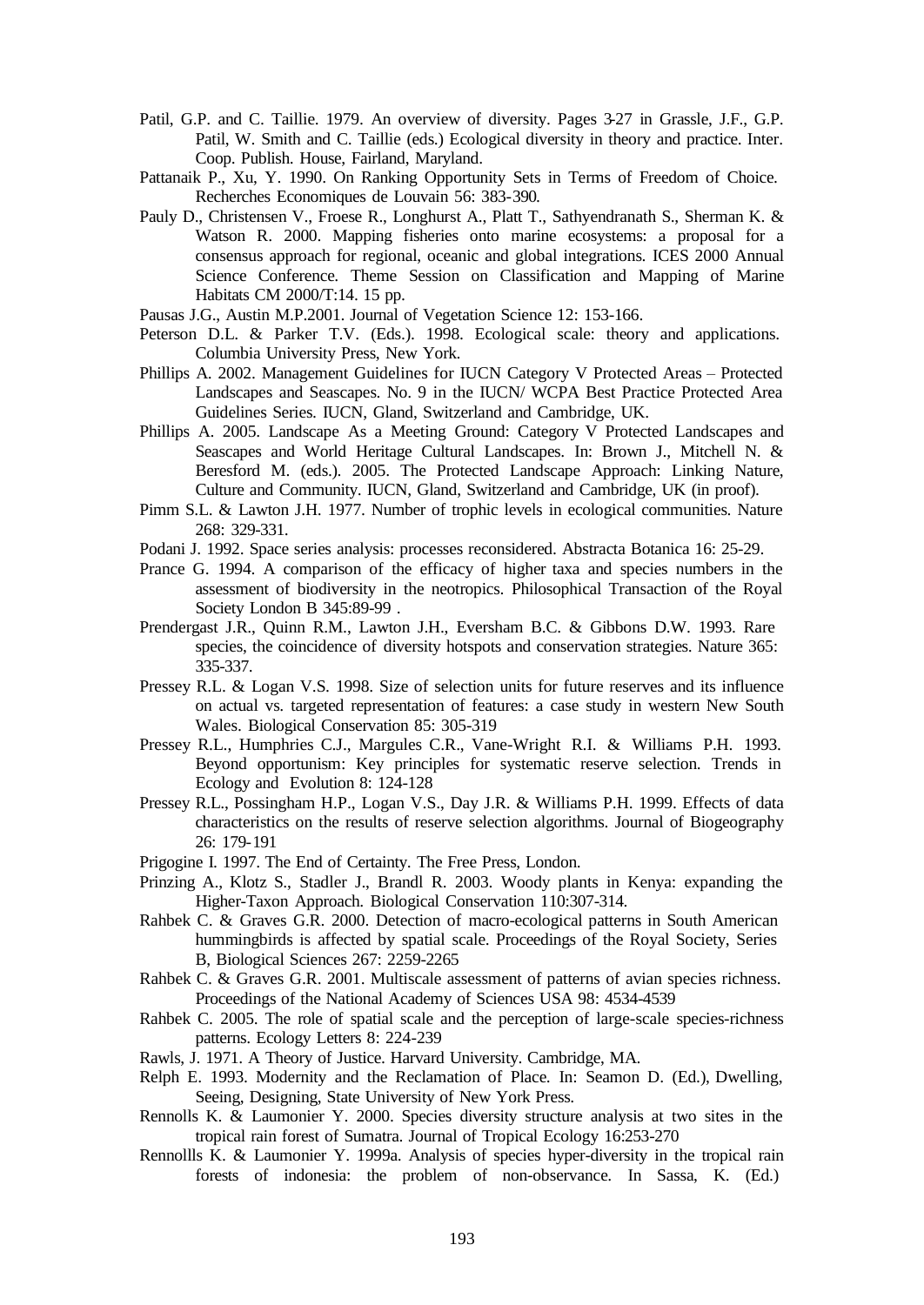Patil, G.P. and C. Taillie. 1979. An overview of diversity. Pages 3-27 in Grassle, J.F., G.P. Patil, W. Smith and C. Taillie (eds.) Ecological diversity in theory and practice. Inter. Coop. Publish. House, Fairland, Maryland.

Pattanaik P., Xu, Y. 1990. On Ranking Opportunity Sets in Terms of Freedom of Choice. Recherches Economiques de Louvain 56: 383-390.

Pauly D., Christensen V., Froese R., Longhurst A., Platt T., Sathyendranath S., Sherman K. & Watson R. 2000. Mapping fisheries onto marine ecosystems: a proposal for a consensus approach for regional, oceanic and global integrations. ICES 2000 Annual Science Conference. Theme Session on Classification and Mapping of Marine Habitats CM 2000/T:14. 15 pp.

Pausas J.G., Austin M.P.2001. Journal of Vegetation Science 12: 153-166.

Peterson D.L. & Parker T.V. (Eds.). 1998. Ecological scale: theory and applications. Columbia University Press, New York.

Phillips A. 2002. Management Guidelines for IUCN Category V Protected Areas – Protected Landscapes and Seascapes. No. 9 in the IUCN/ WCPA Best Practice Protected Area Guidelines Series. IUCN, Gland, Switzerland and Cambridge, UK.

Phillips A. 2005. Landscape As a Meeting Ground: Category V Protected Landscapes and Seascapes and World Heritage Cultural Landscapes. In: Brown J., Mitchell N. & Beresford M. (eds.). 2005. The Protected Landscape Approach: Linking Nature, Culture and Community. IUCN, Gland, Switzerland and Cambridge, UK (in proof).

Pimm S.L. & Lawton J.H. 1977. Number of trophic levels in ecological communities. Nature 268: 329-331.

Podani J. 1992. Space series analysis: processes reconsidered. Abstracta Botanica 16: 25-29.

Prance G. 1994. A comparison of the efficacy of higher taxa and species numbers in the assessment of biodiversity in the neotropics. Philosophical Transaction of the Royal Society London B 345:89-99 .

Prendergast J.R., Quinn R.M., Lawton J.H., Eversham B.C. & Gibbons D.W. 1993. Rare species, the coincidence of diversity hotspots and conservation strategies. Nature 365: 335-337.

Pressey R.L. & Logan V.S. 1998. Size of selection units for future reserves and its influence on actual vs. targeted representation of features: a case study in western New South Wales. Biological Conservation 85: 305-319

Pressey R.L., Humphries C.J., Margules C.R., Vane-Wright R.I. & Williams P.H. 1993. Beyond opportunism: Key principles for systematic reserve selection. Trends in Ecology and Evolution 8: 124-128

Pressey R.L., Possingham H.P., Logan V.S., Day J.R. & Williams P.H. 1999. Effects of data characteristics on the results of reserve selection algorithms. Journal of Biogeography 26: 179-191

Prigogine I. 1997. The End of Certainty. The Free Press, London.

Prinzing A., Klotz S., Stadler J., Brandl R. 2003. Woody plants in Kenya: expanding the Higher-Taxon Approach. Biological Conservation 110:307-314.

Rahbek C. & Graves G.R. 2000. Detection of macro-ecological patterns in South American hummingbirds is affected by spatial scale. Proceedings of the Royal Society, Series B, Biological Sciences 267: 2259-2265

Rahbek C. & Graves G.R. 2001. Multiscale assessment of patterns of avian species richness. Proceedings of the National Academy of Sciences USA 98: 4534-4539

Rahbek C. 2005. The role of spatial scale and the perception of large-scale species-richness patterns. Ecology Letters 8: 224-239

Rawls, J. 1971. A Theory of Justice. Harvard University. Cambridge, MA.

Relph E. 1993. Modernity and the Reclamation of Place. In: Seamon D. (Ed.), Dwelling, Seeing, Designing, State University of New York Press.

Rennolls K. & Laumonier Y. 2000. Species diversity structure analysis at two sites in the tropical rain forest of Sumatra. Journal of Tropical Ecology 16:253-270

Rennollls K. & Laumonier Y. 1999a. Analysis of species hyper-diversity in the tropical rain forests of indonesia: the problem of non-observance. In Sassa, K. (Ed.)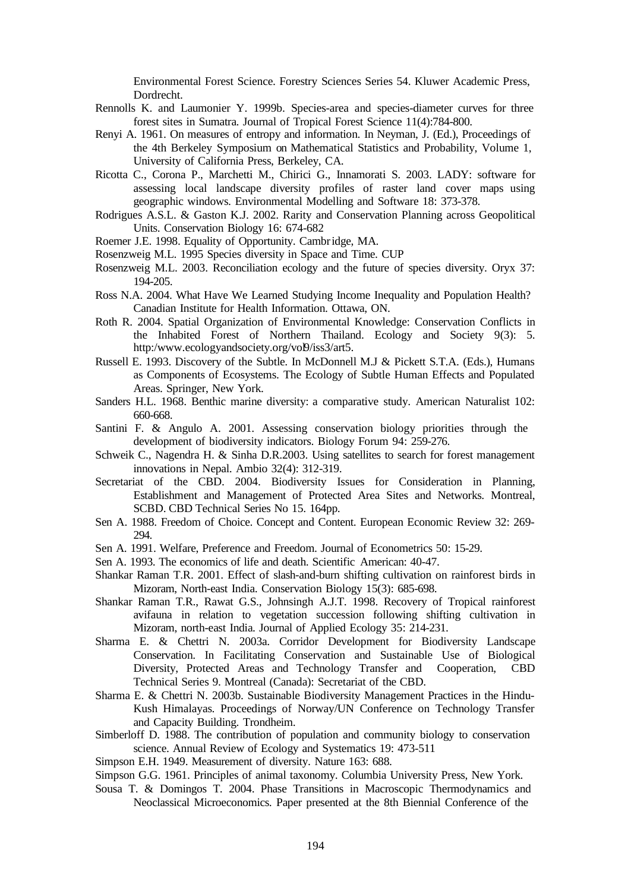Environmental Forest Science. Forestry Sciences Series 54. Kluwer Academic Press, Dordrecht.

Rennolls K. and Laumonier Y. 1999b. Species-area and species-diameter curves for three forest sites in Sumatra. Journal of Tropical Forest Science 11(4):784-800.

Renyi A. 1961. On measures of entropy and information. In Neyman, J. (Ed.), Proceedings of the 4th Berkeley Symposium on Mathematical Statistics and Probability, Volume 1, University of California Press, Berkeley, CA.

Ricotta C., Corona P., Marchetti M., Chirici G., Innamorati S. 2003. LADY: software for assessing local landscape diversity profiles of raster land cover maps using geographic windows. Environmental Modelling and Software 18: 373-378.

Rodrigues A.S.L. & Gaston K.J. 2002. Rarity and Conservation Planning across Geopolitical Units. Conservation Biology 16: 674-682

Roemer J.E. 1998. Equality of Opportunity. Cambridge, MA.

Rosenzweig M.L. 1995 Species diversity in Space and Time. CUP

Rosenzweig M.L. 2003. Reconciliation ecology and the future of species diversity. Oryx 37: 194-205.

Ross N.A. 2004. What Have We Learned Studying Income Inequality and Population Health? Canadian Institute for Health Information. Ottawa, ON.

Roth R. 2004. Spatial Organization of Environmental Knowledge: Conservation Conflicts in the Inhabited Forest of Northern Thailand. Ecology and Society 9(3): 5. http:/www.ecologyandsociety.org/vol9/iss3/art5.

Russell E. 1993. Discovery of the Subtle. In McDonnell M.J & Pickett S.T.A. (Eds.), Humans as Components of Ecosystems. The Ecology of Subtle Human Effects and Populated Areas. Springer, New York.

Sanders H.L. 1968. Benthic marine diversity: a comparative study. American Naturalist 102: 660-668.

Santini F. & Angulo A. 2001. Assessing conservation biology priorities through the development of biodiversity indicators. Biology Forum 94: 259-276.

Schweik C., Nagendra H. & Sinha D.R.2003. Using satellites to search for forest management innovations in Nepal. Ambio 32(4): 312-319.

Secretariat of the CBD. 2004. Biodiversity Issues for Consideration in Planning, Establishment and Management of Protected Area Sites and Networks. Montreal, SCBD. CBD Technical Series No 15. 164pp.

Sen A. 1988. Freedom of Choice. Concept and Content. European Economic Review 32: 269-294.

Sen A. 1991. Welfare, Preference and Freedom. Journal of Econometrics 50: 15-29.

Sen A. 1993. The economics of life and death. Scientific American: 40-47.

Shankar Raman T.R. 2001. Effect of slash-and-burn shifting cultivation on rainforest birds in Mizoram, North-east India. Conservation Biology 15(3): 685-698.

Shankar Raman T.R., Rawat G.S., Johnsingh A.J.T. 1998. Recovery of Tropical rainforest avifauna in relation to vegetation succession following shifting cultivation in Mizoram, north-east India. Journal of Applied Ecology 35: 214-231.

Sharma E. & Chettri N. 2003a. Corridor Development for Biodiversity Landscape Conservation. In Facilitating Conservation and Sustainable Use of Biological Diversity, Protected Areas and Technology Transfer and Cooperation, CBD Technical Series 9. Montreal (Canada): Secretariat of the CBD.

Sharma E. & Chettri N. 2003b. Sustainable Biodiversity Management Practices in the Hindu-Kush Himalayas. Proceedings of Norway/UN Conference on Technology Transfer and Capacity Building. Trondheim.

Simberloff D. 1988. The contribution of population and community biology to conservation science. Annual Review of Ecology and Systematics 19: 473-511

Simpson E.H. 1949. Measurement of diversity. Nature 163: 688.

Simpson G.G. 1961. Principles of animal taxonomy. Columbia University Press, New York.

Sousa T. & Domingos T. 2004. Phase Transitions in Macroscopic Thermodynamics and Neoclassical Microeconomics. Paper presented at the 8th Biennial Conference of the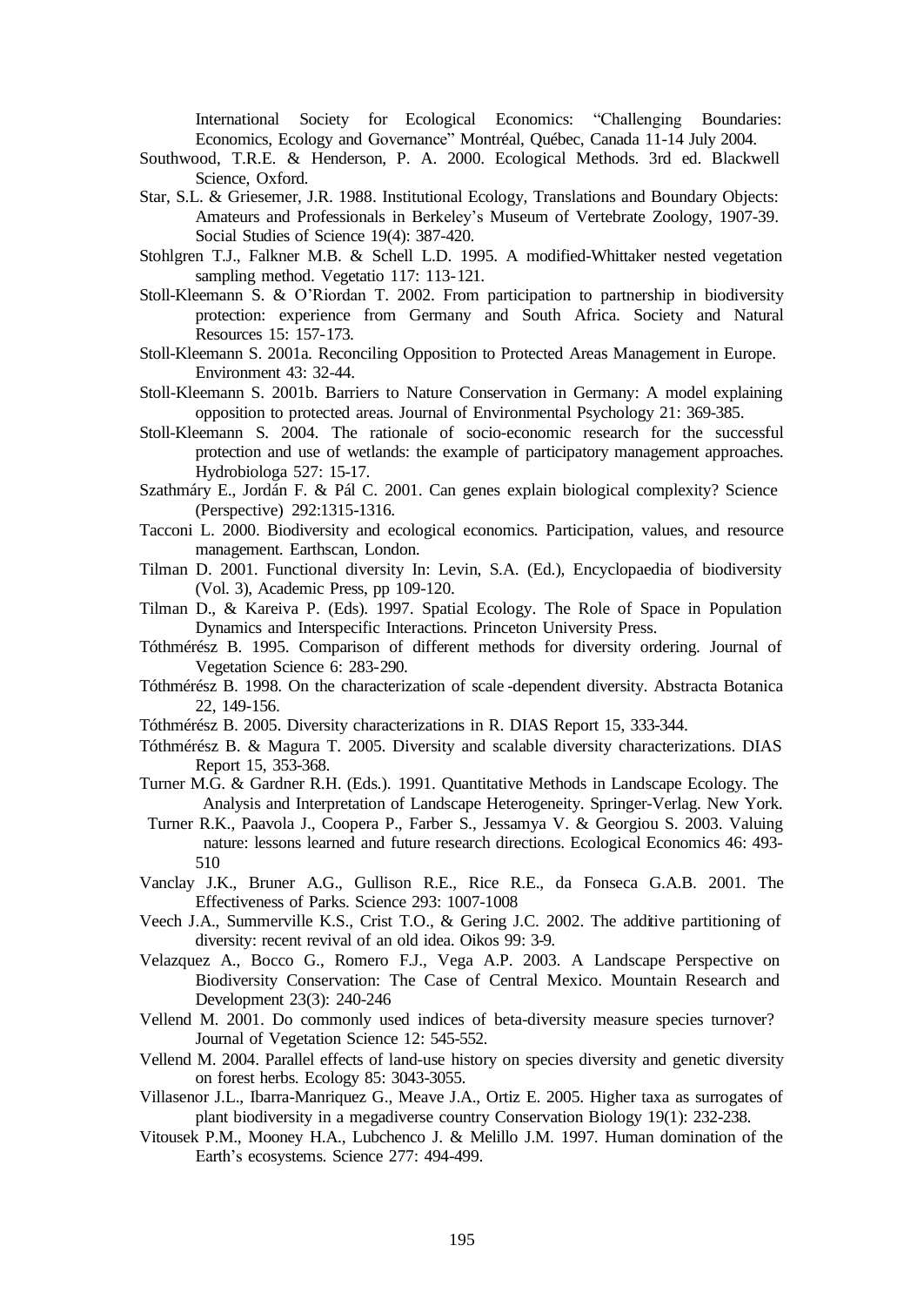International Society for Ecological Economics: "Challenging Boundaries: Economics, Ecology and Governance" Montréal, Québec, Canada 11-14 July 2004.

Southwood, T.R.E. & Henderson, P. A. 2000. Ecological Methods. 3rd ed. Blackwell Science, Oxford.

Star, S.L. & Griesemer, J.R. 1988. Institutional Ecology, Translations and Boundary Objects: Amateurs and Professionals in Berkeley's Museum of Vertebrate Zoology, 1907-39. Social Studies of Science 19(4): 387-420.

Stohlgren T.J., Falkner M.B. & Schell L.D. 1995. A modified-Whittaker nested vegetation sampling method. Vegetatio 117: 113-121.

Stoll-Kleemann S. & O'Riordan T. 2002. From participation to partnership in biodiversity protection: experience from Germany and South Africa. Society and Natural Resources 15: 157-173.

Stoll-Kleemann S. 2001a. Reconciling Opposition to Protected Areas Management in Europe. Environment 43: 32-44.

Stoll-Kleemann S. 2001b. Barriers to Nature Conservation in Germany: A model explaining opposition to protected areas. Journal of Environmental Psychology 21: 369-385.

Stoll-Kleemann S. 2004. The rationale of socio-economic research for the successful protection and use of wetlands: the example of participatory management approaches. Hydrobiologa 527: 15-17.

Szathmáry E., Jordán F. & Pál C. 2001. Can genes explain biological complexity? Science (Perspective) 292:1315-1316.

Tacconi L. 2000. Biodiversity and ecological economics. Participation, values, and resource management. Earthscan, London.

Tilman D. 2001. Functional diversity In: Levin, S.A. (Ed.), Encyclopaedia of biodiversity (Vol. 3), Academic Press, pp 109-120.

Tilman D., & Kareiva P. (Eds). 1997. Spatial Ecology. The Role of Space in Population Dynamics and Interspecific Interactions. Princeton University Press.

Tóthmérész B. 1995. Comparison of different methods for diversity ordering. Journal of Vegetation Science 6: 283-290.

Tóthmérész B. 1998. On the characterization of scale-dependent diversity. Abstracta Botanica 22, 149-156.

Tóthmérész B. 2005. Diversity characterizations in R. DIAS Report 15, 333-344.

Tóthmérész B. & Magura T. 2005. Diversity and scalable diversity characterizations. DIAS Report 15, 353-368.

Turner M.G. & Gardner R.H. (Eds.). 1991. Quantitative Methods in Landscape Ecology. The Analysis and Interpretation of Landscape Heterogeneity. Springer-Verlag. New York.

Turner R.K., Paavola J., Coopera P., Farber S., Jessamya V. & Georgiou S. 2003. Valuing nature: lessons learned and future research directions. Ecological Economics 46: 493-510

Vanclay J.K., Bruner A.G., Gullison R.E., Rice R.E., da Fonseca G.A.B. 2001. The Effectiveness of Parks. Science 293: 1007-1008

Veech J.A., Summerville K.S., Crist T.O., & Gering J.C. 2002. The additive partitioning of diversity: recent revival of an old idea. Oikos 99: 3-9.

Velazquez A., Bocco G., Romero F.J., Vega A.P. 2003. A Landscape Perspective on Biodiversity Conservation: The Case of Central Mexico. Mountain Research and Development 23(3): 240-246

Vellend M. 2001. Do commonly used indices of beta-diversity measure species turnover? Journal of Vegetation Science 12: 545-552.

Vellend M. 2004. Parallel effects of land-use history on species diversity and genetic diversity on forest herbs. Ecology 85: 3043-3055.

Villasenor J.L., Ibarra-Manriquez G., Meave J.A., Ortiz E. 2005. Higher taxa as surrogates of plant biodiversity in a megadiverse country Conservation Biology 19(1): 232-238.

Vitousek P.M., Mooney H.A., Lubchenco J. & Melillo J.M. 1997. Human domination of the Earth's ecosystems. Science 277: 494-499.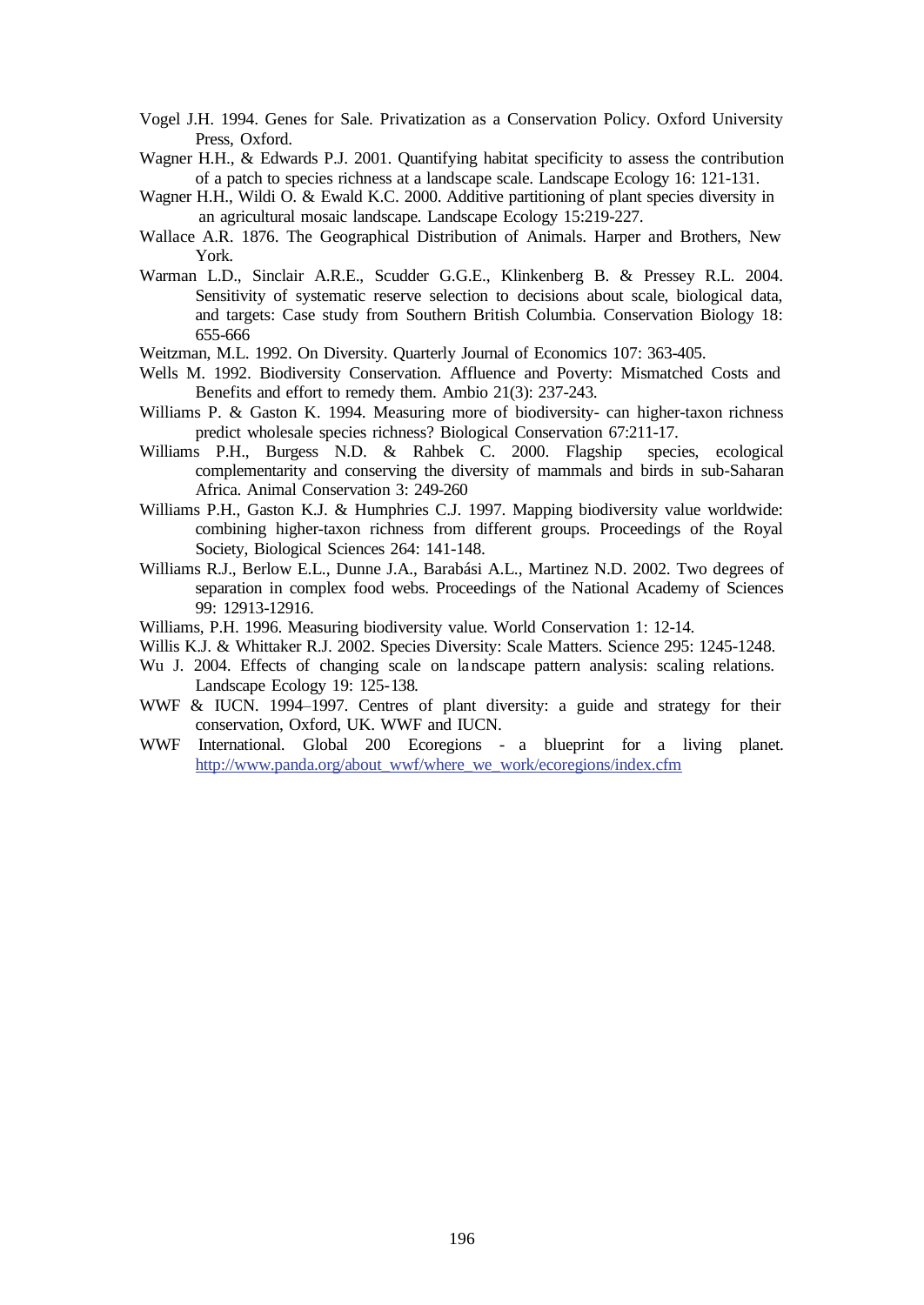Vogel J.H. 1994. Genes for Sale. Privatization as a Conservation Policy. Oxford University Press, Oxford.

Wagner H.H., & Edwards P.J. 2001. Quantifying habitat specificity to assess the contribution of a patch to species richness at a landscape scale. Landscape Ecology 16: 121-131.

Wagner H.H., Wildi O. & Ewald K.C. 2000. Additive partitioning of plant species diversity in an agricultural mosaic landscape. Landscape Ecology 15:219-227.

Wallace A.R. 1876. The Geographical Distribution of Animals. Harper and Brothers, New York.

Warman L.D., Sinclair A.R.E., Scudder G.G.E., Klinkenberg B. & Pressey R.L. 2004. Sensitivity of systematic reserve selection to decisions about scale, biological data, and targets: Case study from Southern British Columbia. Conservation Biology 18: 655-666

Weitzman, M.L. 1992. On Diversity. Quarterly Journal of Economics 107: 363-405.

Wells M. 1992. Biodiversity Conservation. Affluence and Poverty: Mismatched Costs and Benefits and effort to remedy them. Ambio 21(3): 237-243.

Williams P. & Gaston K. 1994. Measuring more of biodiversity- can higher-taxon richness predict wholesale species richness? Biological Conservation 67:211-17.

Williams P.H., Burgess N.D. & Rahbek C. 2000. Flagship species, ecological complementarity and conserving the diversity of mammals and birds in sub-Saharan Africa. Animal Conservation 3: 249-260

Williams P.H., Gaston K.J. & Humphries C.J. 1997. Mapping biodiversity value worldwide: combining higher-taxon richness from different groups. Proceedings of the Royal Society, Biological Sciences 264: 141-148.

Williams R.J., Berlow E.L., Dunne J.A., Barabási A.L., Martinez N.D. 2002. Two degrees of separation in complex food webs. Proceedings of the National Academy of Sciences 99: 12913-12916.

Williams, P.H. 1996. Measuring biodiversity value. World Conservation 1: 12-14.

Willis K.J. & Whittaker R.J. 2002. Species Diversity: Scale Matters. Science 295: 1245-1248.

Wu J. 2004. Effects of changing scale on landscape pattern analysis: scaling relations. Landscape Ecology 19: 125-138.

WWF & IUCN. 1994–1997. Centres of plant diversity: a guide and strategy for their conservation, Oxford, UK. WWF and IUCN.

WWF International. Global 200 Ecoregions - a blueprint for a living planet. http://www.panda.org/about_wwf/where_we_work/ecoregions/index.cfm